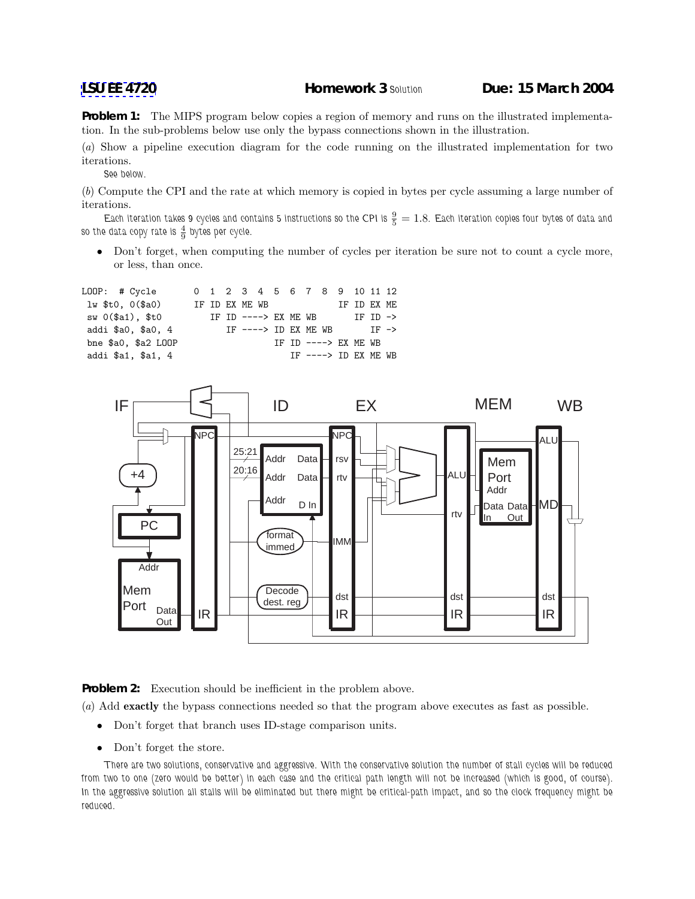**LSU EE 4720** **Homework 3** Solution **Due: 15 March 2004**

**Problem 1:** The MIPS program below copies a region of memory and runs on the illustrated implementation. In the sub-problems below use only the bypass connections shown in the illustration.

(*a*) Show a pipeline execution diagram for the code running on the illustrated implementation for two iterations.

See below.

(*b*) Compute the CPI and the rate at which memory is copied in bytes per cycle assuming a large number of iterations.

Each iteration takes 9 cycles and contains 5 instructions so the CPI is $\frac{9}{5} = 1.8$. Each iteration copies four bytes of data and so the data copy rate is $\frac{4}{9}$ bytes per cycle.

- Don't forget, when computing the number of cycles per iteration be sure not to count a cycle more, or less, than once.

```
LOOP:  # Cycle         0  1  2  3  4  5  6  7  8  9  10 11 12
 lw $t0, 0($a0)        IF ID EX ME WB                IF ID EX ME
 sw 0($a1), $t0           IF ID ----> EX ME WB          IF ID ->
 addi $a0, $a0, 4            IF ----> ID EX ME WB          IF ->
 bne $a0, $a2 LOOP                    IF ID ----> EX ME WB
 addi $a1, $a1, 4                        IF ----> ID EX ME WB
```

**Problem 2:** Execution should be inefficient in the problem above.

(*a*) Add **exactly** the bypass connections needed so that the program above executes as fast as possible.

- Don't forget that branch uses ID-stage comparison units.
- Don't forget the store.

There are two solutions, conservative and aggressive. With the conservative solution the number of stall cycles will be reduced from two to one (zero would be better) in each case and the critical path length will not be increased (which is good, of course). In the aggressive solution all stalls will be eliminated but there might be critical-path impact, and so the clock frequency might be reduced.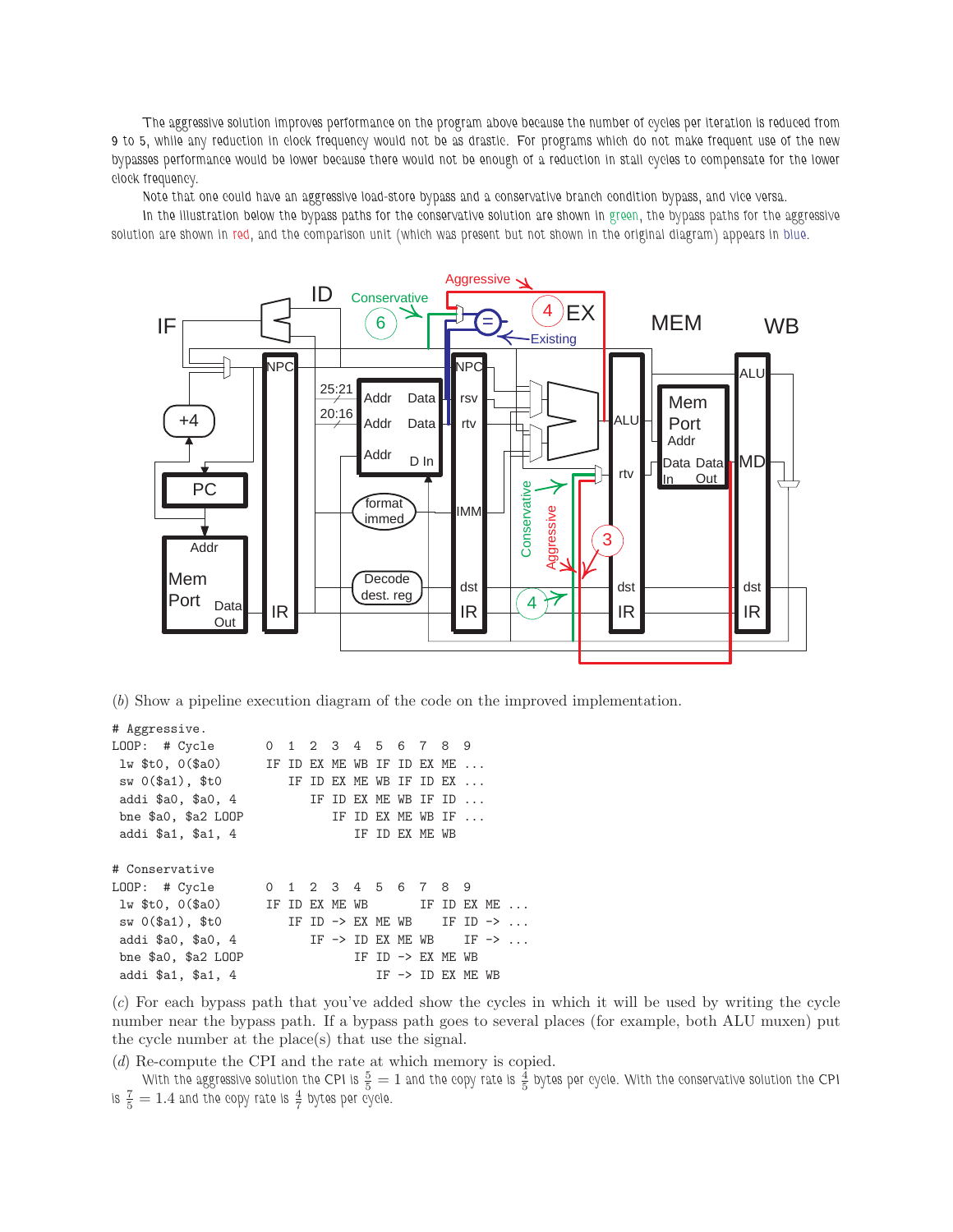The aggressive solution improves performance on the program above because the number of cycles per iteration is reduced from 9 to 5, while any reduction in clock frequency would not be as drastic. For programs which do not make frequent use of the new bypasses performance would be lower because there would not be enough of a reduction in stall cycles to compensate for the lower clock frequency.

Note that one could have an aggressive load-store bypass and a conservative branch condition bypass, and vice versa.

In the illustration below the bypass paths for the conservative solution are shown in green, the bypass paths for the aggressive solution are shown in red, and the comparison unit (which was present but not shown in the original diagram) appears in blue.

Aggressive
Conservative
6
4
EX
Existing
ID
IF
MEM
WB
NPC
NPC
25:21
20:16
Addr
Data
Addr
Data
Addr
D In
rsv
rtv
ALU
rtv
Mem
Port
Addr
Data In
Data Out
ALU
MD
+4
PC
Addr
Mem
Port
Data Out
IR
format immed
IMM
Decode dest. reg
dst
IR
Conservative
Aggressive
3
4
dst
IR
dst
IR

(*b*) Show a pipeline execution diagram of the code on the improved implementation.

```
# Aggressive.
LOOP:  # Cycle        0  1  2  3  4  5  6  7  8  9
 lw $t0, 0($a0)       IF ID EX ME WB IF ID EX ME ...
 sw 0($a1), $t0          IF ID EX ME WB IF ID EX ...
 addi $a0, $a0, 4           IF ID EX ME WB IF ID ...
 bne $a0, $a2 LOOP             IF ID EX ME WB IF ...
 addi $a1, $a1, 4                 IF ID EX ME WB

# Conservative
LOOP:  # Cycle        0  1  2  3  4  5  6  7  8  9
 lw $t0, 0($a0)       IF ID EX ME WB       IF ID EX ME ...
 sw 0($a1), $t0          IF ID -> EX ME WB    IF ID -> ...
 addi $a0, $a0, 4           IF -> ID EX ME WB    IF -> ...
 bne $a0, $a2 LOOP                IF ID -> EX ME WB
 addi $a1, $a1, 4                    IF -> ID EX ME WB
```

(*c*) For each bypass path that you've added show the cycles in which it will be used by writing the cycle number near the bypass path. If a bypass path goes to several places (for example, both ALU muxen) put the cycle number at the place(s) that use the signal.

(*d*) Re-compute the CPI and the rate at which memory is copied.

With the aggressive solution the CPI is $\frac{5}{5} = 1$ and the copy rate is $\frac{4}{5}$ bytes per cycle. With the conservative solution the CPI is $\frac{7}{5} = 1.4$ and the copy rate is $\frac{4}{7}$ bytes per cycle.